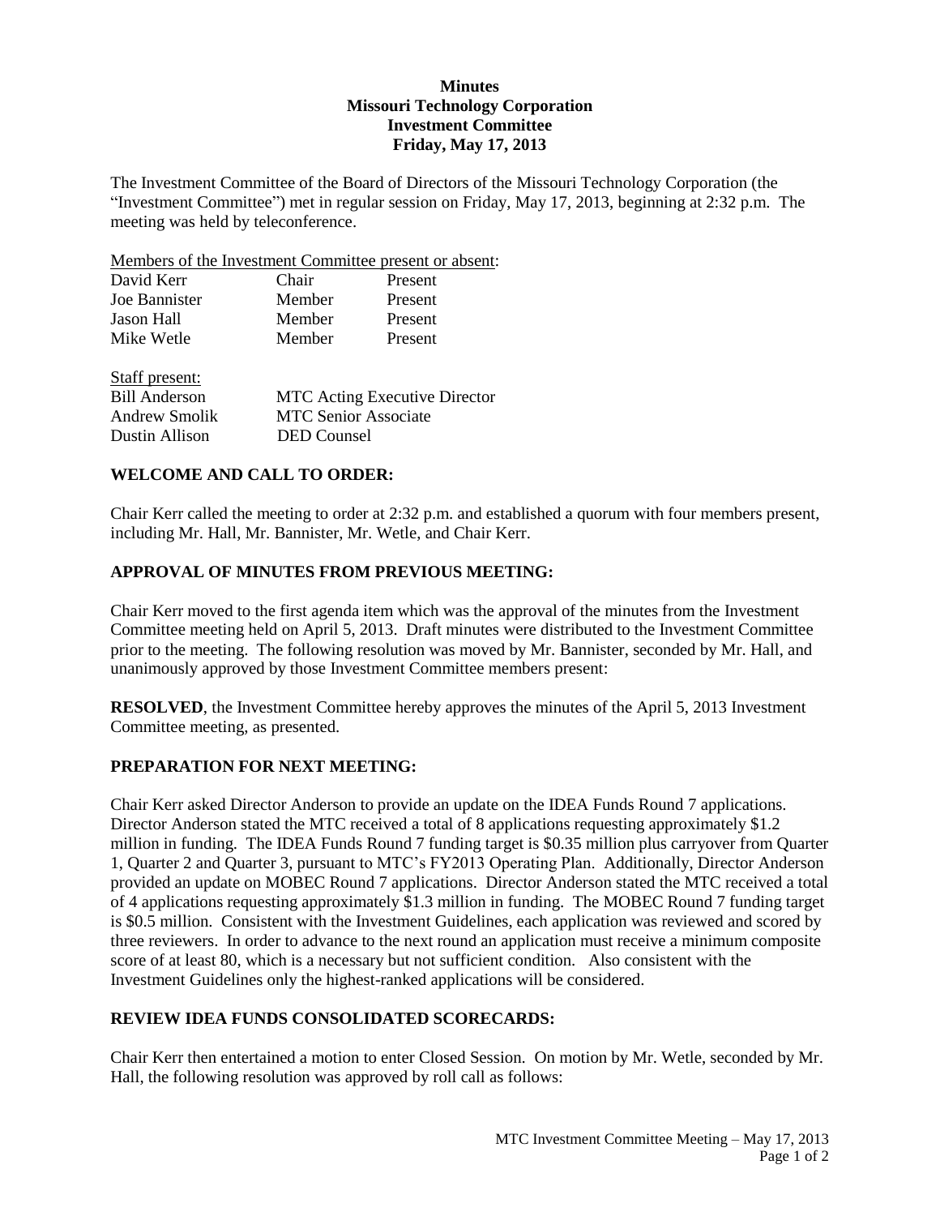**Minutes**
**Missouri Technology Corporation**
**Investment Committee**
**Friday, May 17, 2013**

The Investment Committee of the Board of Directors of the Missouri Technology Corporation (the "Investment Committee") met in regular session on Friday, May 17, 2013, beginning at 2:32 p.m. The meeting was held by teleconference.

Members of the Investment Committee present or absent:

| | | |
|---|---|---|
| David Kerr | Chair | Present |
| Joe Bannister | Member | Present |
| Jason Hall | Member | Present |
| Mike Wetle | Member | Present |

Staff present:

| | |
|---|---|
| Bill Anderson | MTC Acting Executive Director |
| Andrew Smolik | MTC Senior Associate |
| Dustin Allison | DED Counsel |

## WELCOME AND CALL TO ORDER:

Chair Kerr called the meeting to order at 2:32 p.m. and established a quorum with four members present, including Mr. Hall, Mr. Bannister, Mr. Wetle, and Chair Kerr.

## APPROVAL OF MINUTES FROM PREVIOUS MEETING:

Chair Kerr moved to the first agenda item which was the approval of the minutes from the Investment Committee meeting held on April 5, 2013. Draft minutes were distributed to the Investment Committee prior to the meeting. The following resolution was moved by Mr. Bannister, seconded by Mr. Hall, and unanimously approved by those Investment Committee members present:

**RESOLVED**, the Investment Committee hereby approves the minutes of the April 5, 2013 Investment Committee meeting, as presented.

## PREPARATION FOR NEXT MEETING:

Chair Kerr asked Director Anderson to provide an update on the IDEA Funds Round 7 applications. Director Anderson stated the MTC received a total of 8 applications requesting approximately $1.2 million in funding. The IDEA Funds Round 7 funding target is $0.35 million plus carryover from Quarter 1, Quarter 2 and Quarter 3, pursuant to MTC's FY2013 Operating Plan. Additionally, Director Anderson provided an update on MOBEC Round 7 applications. Director Anderson stated the MTC received a total of 4 applications requesting approximately $1.3 million in funding. The MOBEC Round 7 funding target is $0.5 million. Consistent with the Investment Guidelines, each application was reviewed and scored by three reviewers. In order to advance to the next round an application must receive a minimum composite score of at least 80, which is a necessary but not sufficient condition. Also consistent with the Investment Guidelines only the highest-ranked applications will be considered.

## REVIEW IDEA FUNDS CONSOLIDATED SCORECARDS:

Chair Kerr then entertained a motion to enter Closed Session. On motion by Mr. Wetle, seconded by Mr. Hall, the following resolution was approved by roll call as follows: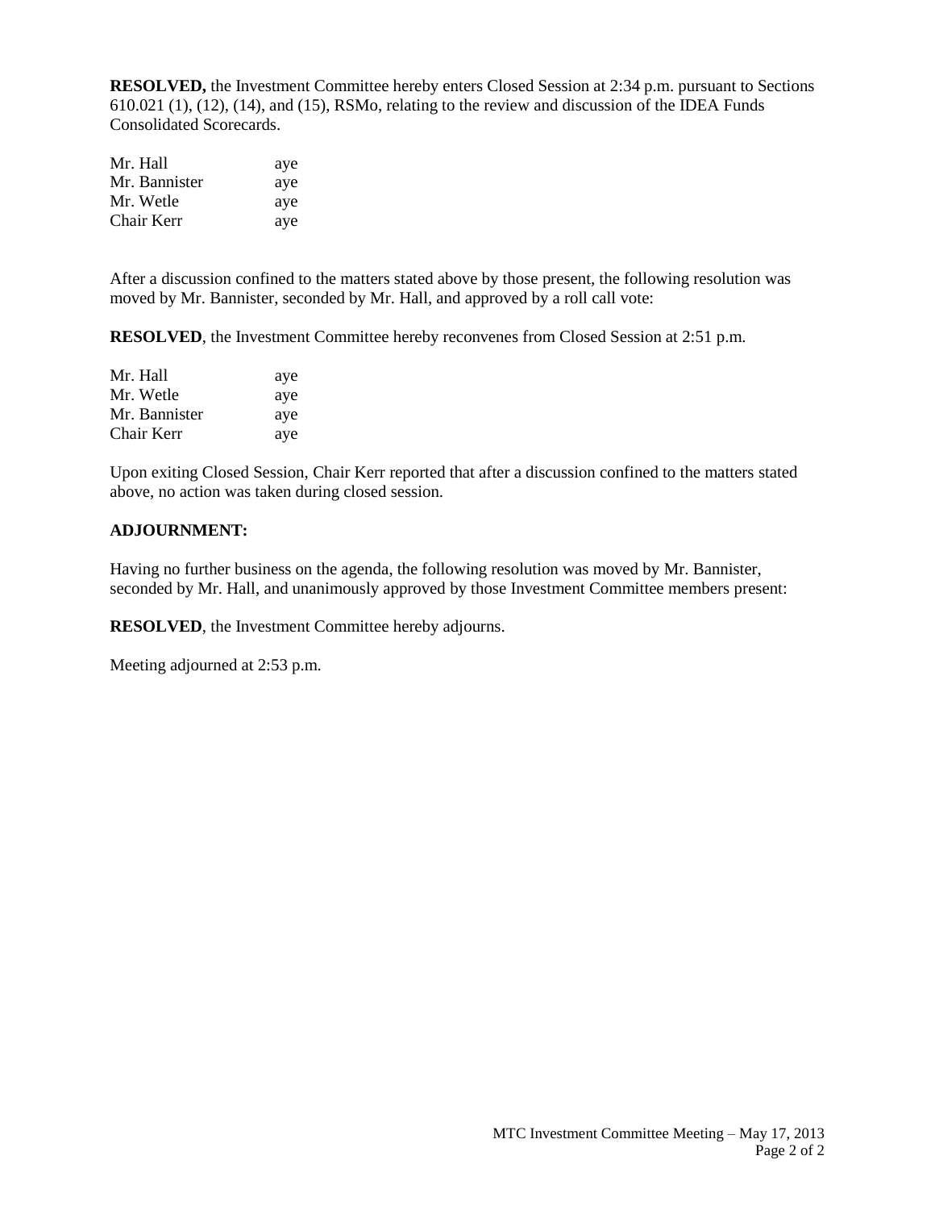**RESOLVED,** the Investment Committee hereby enters Closed Session at 2:34 p.m. pursuant to Sections 610.021 (1), (12), (14), and (15), RSMo, relating to the review and discussion of the IDEA Funds Consolidated Scorecards.

| | |
|---|---|
| Mr. Hall | aye |
| Mr. Bannister | aye |
| Mr. Wetle | aye |
| Chair Kerr | aye |

After a discussion confined to the matters stated above by those present, the following resolution was moved by Mr. Bannister, seconded by Mr. Hall, and approved by a roll call vote:

**RESOLVED**, the Investment Committee hereby reconvenes from Closed Session at 2:51 p.m.

| | |
|---|---|
| Mr. Hall | aye |
| Mr. Wetle | aye |
| Mr. Bannister | aye |
| Chair Kerr | aye |

Upon exiting Closed Session, Chair Kerr reported that after a discussion confined to the matters stated above, no action was taken during closed session.

**ADJOURNMENT:**

Having no further business on the agenda, the following resolution was moved by Mr. Bannister, seconded by Mr. Hall, and unanimously approved by those Investment Committee members present:

**RESOLVED**, the Investment Committee hereby adjourns.

Meeting adjourned at 2:53 p.m.